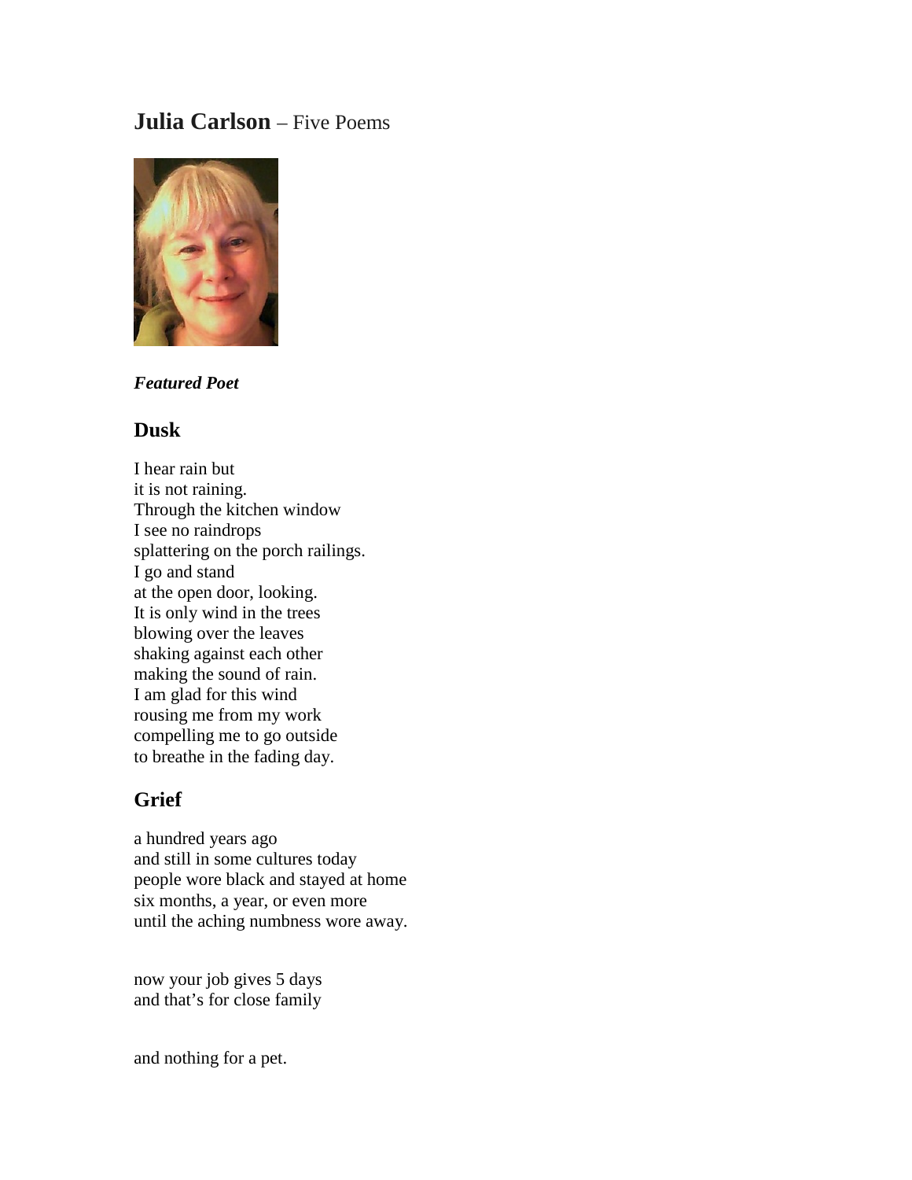# **Julia Carlson** – Five Poems

***Featured Poet***

## Dusk

I hear rain but
it is not raining.
Through the kitchen window
I see no raindrops
splattering on the porch railings.
I go and stand
at the open door, looking.
It is only wind in the trees
blowing over the leaves
shaking against each other
making the sound of rain.
I am glad for this wind
rousing me from my work
compelling me to go outside
to breathe in the fading day.

## Grief

a hundred years ago
and still in some cultures today
people wore black and stayed at home
six months, a year, or even more
until the aching numbness wore away.

now your job gives 5 days
and that's for close family

and nothing for a pet.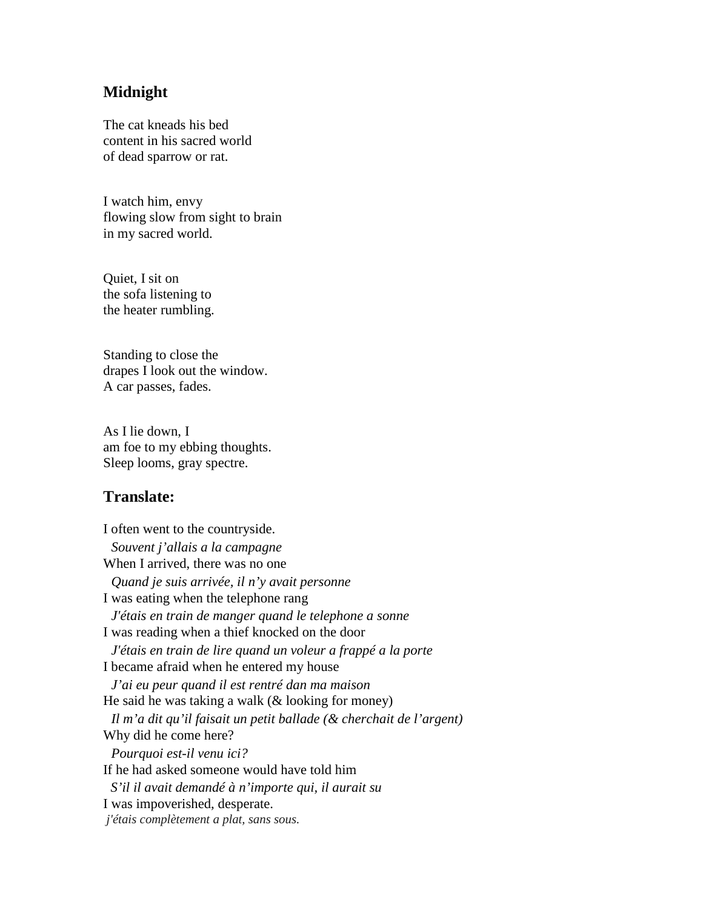## Midnight

The cat kneads his bed
content in his sacred world
of dead sparrow or rat.

I watch him, envy
flowing slow from sight to brain
in my sacred world.

Quiet, I sit on
the sofa listening to
the heater rumbling.

Standing to close the
drapes I look out the window.
A car passes, fades.

As I lie down, I
am foe to my ebbing thoughts.
Sleep looms, gray spectre.

## Translate:

I often went to the countryside.
  *Souvent j'allais a la campagne*
When I arrived, there was no one
  *Quand je suis arrivée, il n'y avait personne*
I was eating when the telephone rang
  *J'étais en train de manger quand le telephone a sonne*
I was reading when a thief knocked on the door
  *J'étais en train de lire quand un voleur a frappé a la porte*
I became afraid when he entered my house
  *J'ai eu peur quand il est rentré dan ma maison*
He said he was taking a walk (& looking for money)
  *Il m'a dit qu'il faisait un petit ballade (& cherchait de l'argent)*
Why did he come here?
  *Pourquoi est-il venu ici?*
If he had asked someone would have told him
  *S'il il avait demandé à n'importe qui, il aurait su*
I was impoverished, desperate.
  *j'étais complètement a plat, sans sous.*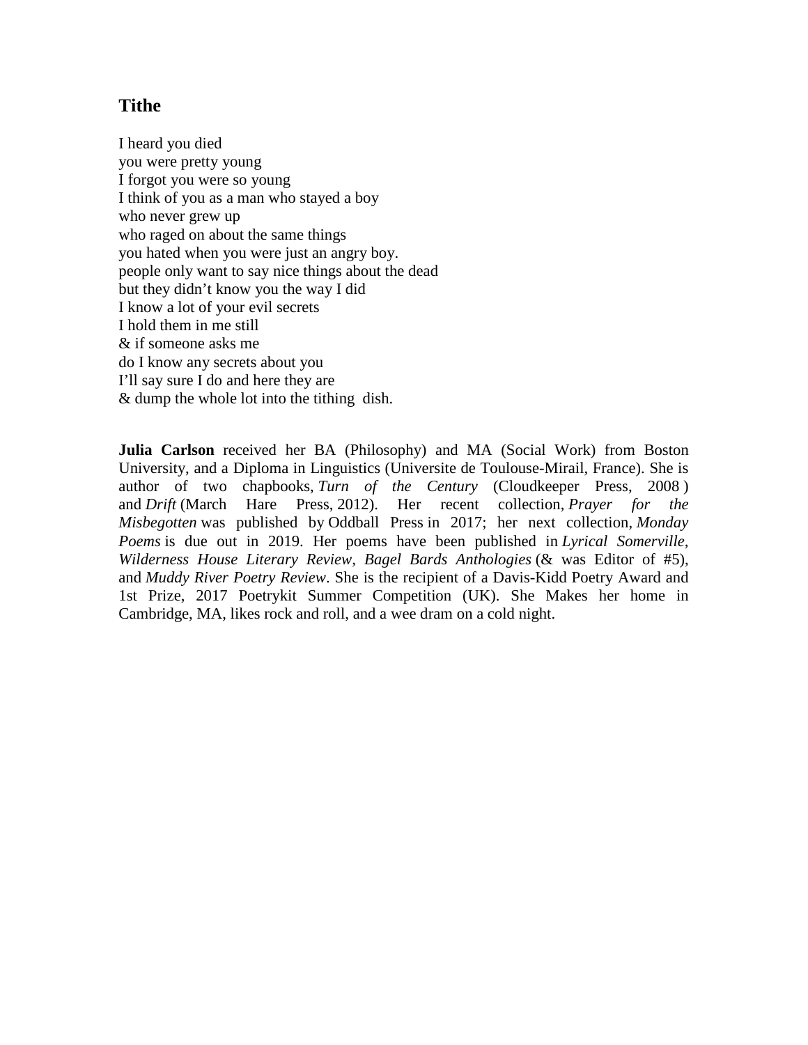## Tithe

I heard you died  
you were pretty young  
I forgot you were so young  
I think of you as a man who stayed a boy  
who never grew up  
who raged on about the same things  
you hated when you were just an angry boy.  
people only want to say nice things about the dead  
but they didn't know you the way I did  
I know a lot of your evil secrets  
I hold them in me still  
& if someone asks me  
do I know any secrets about you  
I'll say sure I do and here they are  
& dump the whole lot into the tithing dish.

**Julia Carlson** received her BA (Philosophy) and MA (Social Work) from Boston University, and a Diploma in Linguistics (Universite de Toulouse-Mirail, France). She is author of two chapbooks, *Turn of the Century* (Cloudkeeper Press, 2008 ) and *Drift* (March Hare Press, 2012). Her recent collection, *Prayer for the Misbegotten* was published by Oddball Press in 2017; her next collection, *Monday Poems* is due out in 2019. Her poems have been published in *Lyrical Somerville, Wilderness House Literary Review, Bagel Bards Anthologies* (& was Editor of #5), and *Muddy River Poetry Review*. She is the recipient of a Davis-Kidd Poetry Award and 1st Prize, 2017 Poetrykit Summer Competition (UK). She Makes her home in Cambridge, MA, likes rock and roll, and a wee dram on a cold night.